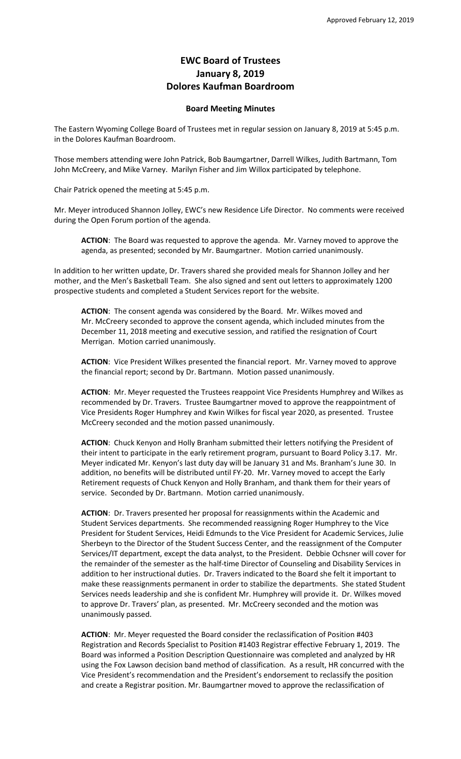Approved February 12, 2019

# EWC Board of Trustees
# January 8, 2019
# Dolores Kaufman Boardroom

### Board Meeting Minutes

The Eastern Wyoming College Board of Trustees met in regular session on January 8, 2019 at 5:45 p.m. in the Dolores Kaufman Boardroom.

Those members attending were John Patrick, Bob Baumgartner, Darrell Wilkes, Judith Bartmann, Tom John McCreery, and Mike Varney. Marilyn Fisher and Jim Willox participated by telephone.

Chair Patrick opened the meeting at 5:45 p.m.

Mr. Meyer introduced Shannon Jolley, EWC's new Residence Life Director. No comments were received during the Open Forum portion of the agenda.

> **ACTION**: The Board was requested to approve the agenda. Mr. Varney moved to approve the agenda, as presented; seconded by Mr. Baumgartner. Motion carried unanimously.

In addition to her written update, Dr. Travers shared she provided meals for Shannon Jolley and her mother, and the Men's Basketball Team. She also signed and sent out letters to approximately 1200 prospective students and completed a Student Services report for the website.

> **ACTION**: The consent agenda was considered by the Board. Mr. Wilkes moved and Mr. McCreery seconded to approve the consent agenda, which included minutes from the December 11, 2018 meeting and executive session, and ratified the resignation of Court Merrigan. Motion carried unanimously.

> **ACTION**: Vice President Wilkes presented the financial report. Mr. Varney moved to approve the financial report; second by Dr. Bartmann. Motion passed unanimously.

> **ACTION**: Mr. Meyer requested the Trustees reappoint Vice Presidents Humphrey and Wilkes as recommended by Dr. Travers. Trustee Baumgartner moved to approve the reappointment of Vice Presidents Roger Humphrey and Kwin Wilkes for fiscal year 2020, as presented. Trustee McCreery seconded and the motion passed unanimously.

> **ACTION**: Chuck Kenyon and Holly Branham submitted their letters notifying the President of their intent to participate in the early retirement program, pursuant to Board Policy 3.17. Mr. Meyer indicated Mr. Kenyon's last duty day will be January 31 and Ms. Branham's June 30. In addition, no benefits will be distributed until FY-20. Mr. Varney moved to accept the Early Retirement requests of Chuck Kenyon and Holly Branham, and thank them for their years of service. Seconded by Dr. Bartmann. Motion carried unanimously.

> **ACTION**: Dr. Travers presented her proposal for reassignments within the Academic and Student Services departments. She recommended reassigning Roger Humphrey to the Vice President for Student Services, Heidi Edmunds to the Vice President for Academic Services, Julie Sherbeyn to the Director of the Student Success Center, and the reassignment of the Computer Services/IT department, except the data analyst, to the President. Debbie Ochsner will cover for the remainder of the semester as the half-time Director of Counseling and Disability Services in addition to her instructional duties. Dr. Travers indicated to the Board she felt it important to make these reassignments permanent in order to stabilize the departments. She stated Student Services needs leadership and she is confident Mr. Humphrey will provide it. Dr. Wilkes moved to approve Dr. Travers' plan, as presented. Mr. McCreery seconded and the motion was unanimously passed.

> **ACTION**: Mr. Meyer requested the Board consider the reclassification of Position #403 Registration and Records Specialist to Position #1403 Registrar effective February 1, 2019. The Board was informed a Position Description Questionnaire was completed and analyzed by HR using the Fox Lawson decision band method of classification. As a result, HR concurred with the Vice President's recommendation and the President's endorsement to reclassify the position and create a Registrar position. Mr. Baumgartner moved to approve the reclassification of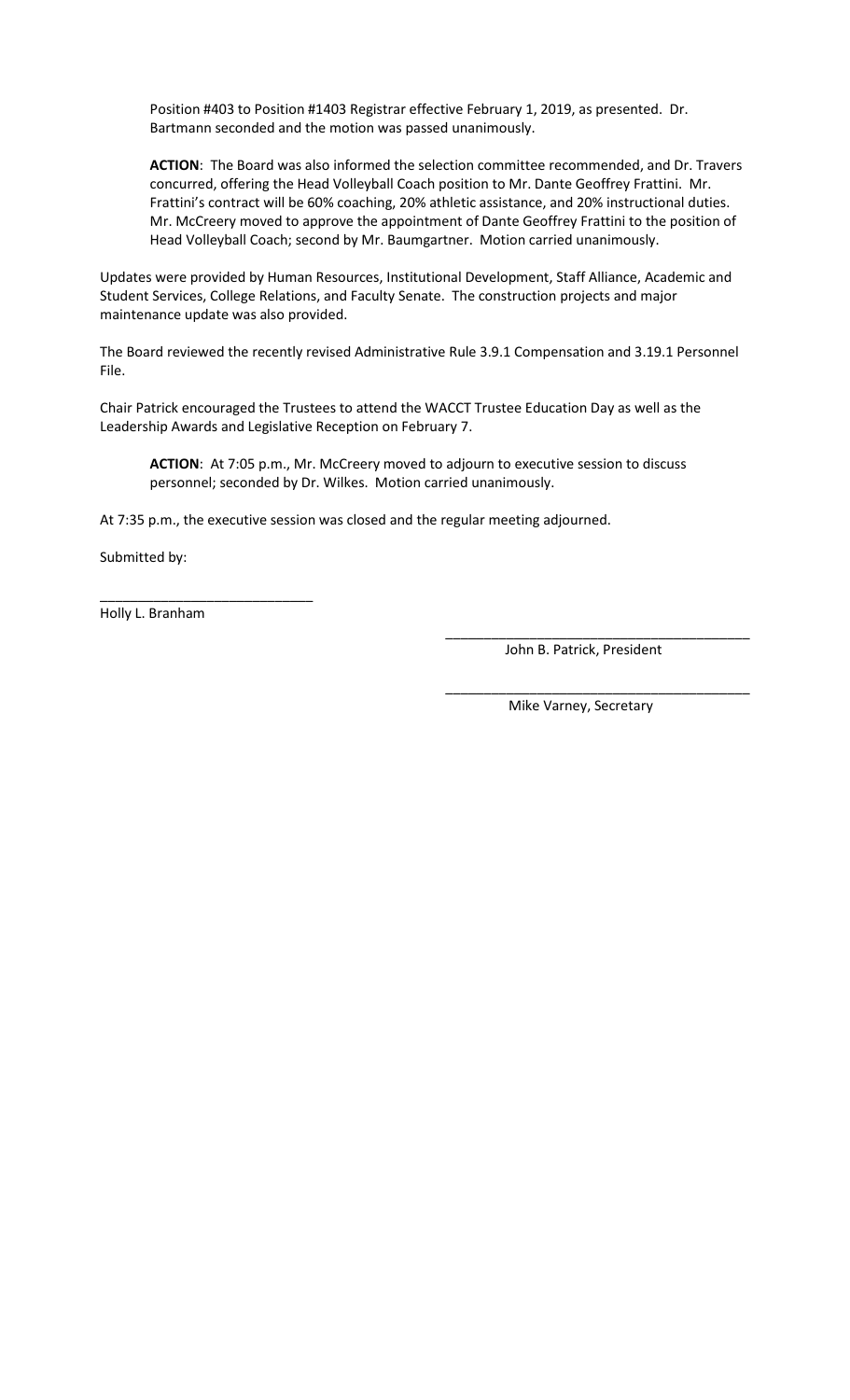Position #403 to Position #1403 Registrar effective February 1, 2019, as presented. Dr. Bartmann seconded and the motion was passed unanimously.

**ACTION**: The Board was also informed the selection committee recommended, and Dr. Travers concurred, offering the Head Volleyball Coach position to Mr. Dante Geoffrey Frattini. Mr. Frattini's contract will be 60% coaching, 20% athletic assistance, and 20% instructional duties. Mr. McCreery moved to approve the appointment of Dante Geoffrey Frattini to the position of Head Volleyball Coach; second by Mr. Baumgartner. Motion carried unanimously.

Updates were provided by Human Resources, Institutional Development, Staff Alliance, Academic and Student Services, College Relations, and Faculty Senate. The construction projects and major maintenance update was also provided.

The Board reviewed the recently revised Administrative Rule 3.9.1 Compensation and 3.19.1 Personnel File.

Chair Patrick encouraged the Trustees to attend the WACCT Trustee Education Day as well as the Leadership Awards and Legislative Reception on February 7.

**ACTION**: At 7:05 p.m., Mr. McCreery moved to adjourn to executive session to discuss personnel; seconded by Dr. Wilkes. Motion carried unanimously.

At 7:35 p.m., the executive session was closed and the regular meeting adjourned.

Submitted by:

\_\_\_\_\_\_\_\_\_\_\_\_\_\_\_\_\_\_\_\_\_\_\_\_\_\_\_\_

Holly L. Branham

\_\_\_\_\_\_\_\_\_\_\_\_\_\_\_\_\_\_\_\_\_\_\_\_\_\_\_\_\_\_\_\_\_\_\_\_\_\_\_\_

John B. Patrick, President

\_\_\_\_\_\_\_\_\_\_\_\_\_\_\_\_\_\_\_\_\_\_\_\_\_\_\_\_\_\_\_\_\_\_\_\_\_\_\_\_

Mike Varney, Secretary